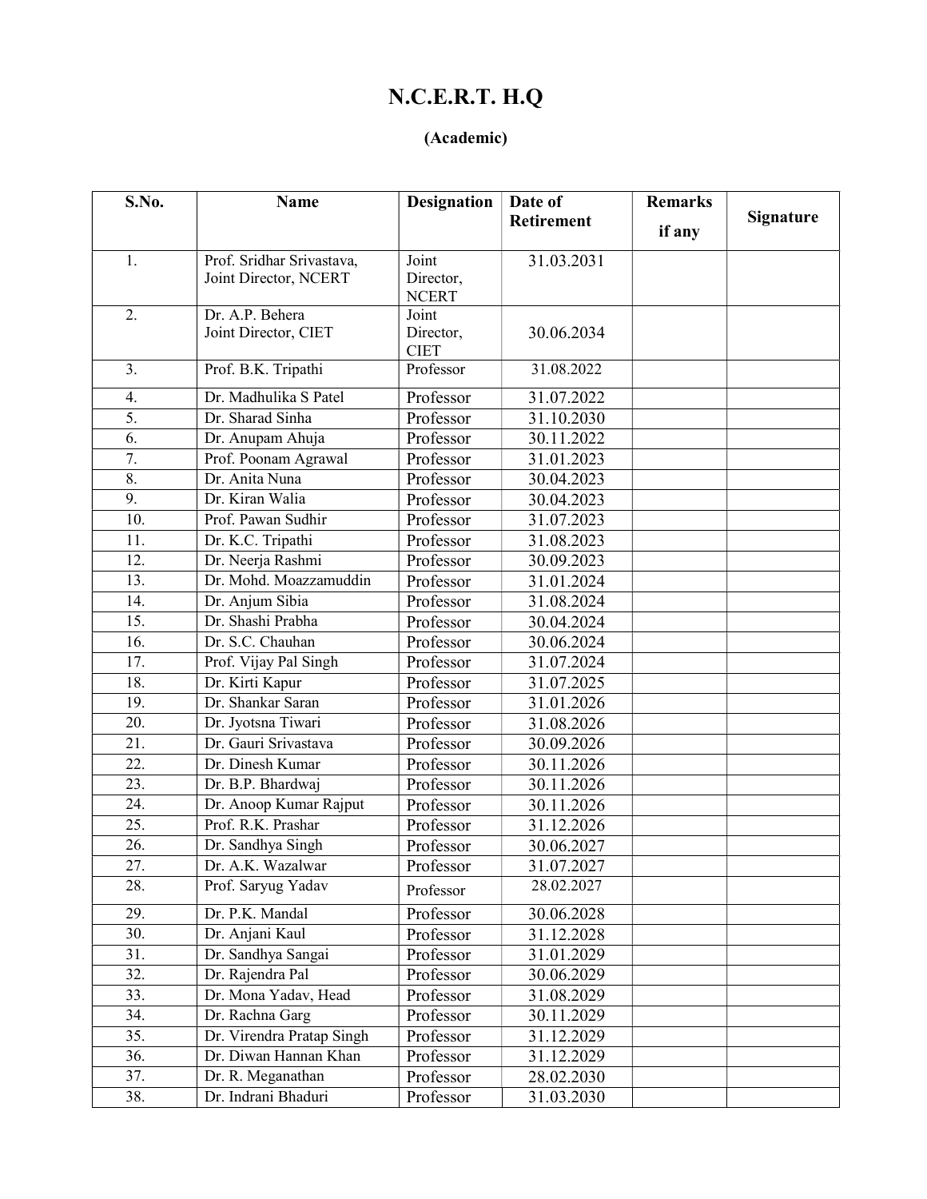# N.C.E.R.T. H.Q

**(Academic)**

| S.No. | Name | Designation | Date of Retirement | Remarks if any | Signature |
|---|---|---|---|---|---|
| 1. | Prof. Sridhar Srivastava, Joint Director, NCERT | Joint Director, NCERT | 31.03.2031 | | |
| 2. | Dr. A.P. Behera Joint Director, CIET | Joint Director, CIET | 30.06.2034 | | |
| 3. | Prof. B.K. Tripathi | Professor | 31.08.2022 | | |
| 4. | Dr. Madhulika S Patel | Professor | 31.07.2022 | | |
| 5. | Dr. Sharad Sinha | Professor | 31.10.2030 | | |
| 6. | Dr. Anupam Ahuja | Professor | 30.11.2022 | | |
| 7. | Prof. Poonam Agrawal | Professor | 31.01.2023 | | |
| 8. | Dr. Anita Nuna | Professor | 30.04.2023 | | |
| 9. | Dr. Kiran Walia | Professor | 30.04.2023 | | |
| 10. | Prof. Pawan Sudhir | Professor | 31.07.2023 | | |
| 11. | Dr. K.C. Tripathi | Professor | 31.08.2023 | | |
| 12. | Dr. Neerja Rashmi | Professor | 30.09.2023 | | |
| 13. | Dr. Mohd. Moazzamuddin | Professor | 31.01.2024 | | |
| 14. | Dr. Anjum Sibia | Professor | 31.08.2024 | | |
| 15. | Dr. Shashi Prabha | Professor | 30.04.2024 | | |
| 16. | Dr. S.C. Chauhan | Professor | 30.06.2024 | | |
| 17. | Prof. Vijay Pal Singh | Professor | 31.07.2024 | | |
| 18. | Dr. Kirti Kapur | Professor | 31.07.2025 | | |
| 19. | Dr. Shankar Saran | Professor | 31.01.2026 | | |
| 20. | Dr. Jyotsna Tiwari | Professor | 31.08.2026 | | |
| 21. | Dr. Gauri Srivastava | Professor | 30.09.2026 | | |
| 22. | Dr. Dinesh Kumar | Professor | 30.11.2026 | | |
| 23. | Dr. B.P. Bhardwaj | Professor | 30.11.2026 | | |
| 24. | Dr. Anoop Kumar Rajput | Professor | 30.11.2026 | | |
| 25. | Prof. R.K. Prashar | Professor | 31.12.2026 | | |
| 26. | Dr. Sandhya Singh | Professor | 30.06.2027 | | |
| 27. | Dr. A.K. Wazalwar | Professor | 31.07.2027 | | |
| 28. | Prof. Saryug Yadav | Professor | 28.02.2027 | | |
| 29. | Dr. P.K. Mandal | Professor | 30.06.2028 | | |
| 30. | Dr. Anjani Kaul | Professor | 31.12.2028 | | |
| 31. | Dr. Sandhya Sangai | Professor | 31.01.2029 | | |
| 32. | Dr. Rajendra Pal | Professor | 30.06.2029 | | |
| 33. | Dr. Mona Yadav, Head | Professor | 31.08.2029 | | |
| 34. | Dr. Rachna Garg | Professor | 30.11.2029 | | |
| 35. | Dr. Virendra Pratap Singh | Professor | 31.12.2029 | | |
| 36. | Dr. Diwan Hannan Khan | Professor | 31.12.2029 | | |
| 37. | Dr. R. Meganathan | Professor | 28.02.2030 | | |
| 38. | Dr. Indrani Bhaduri | Professor | 31.03.2030 | | |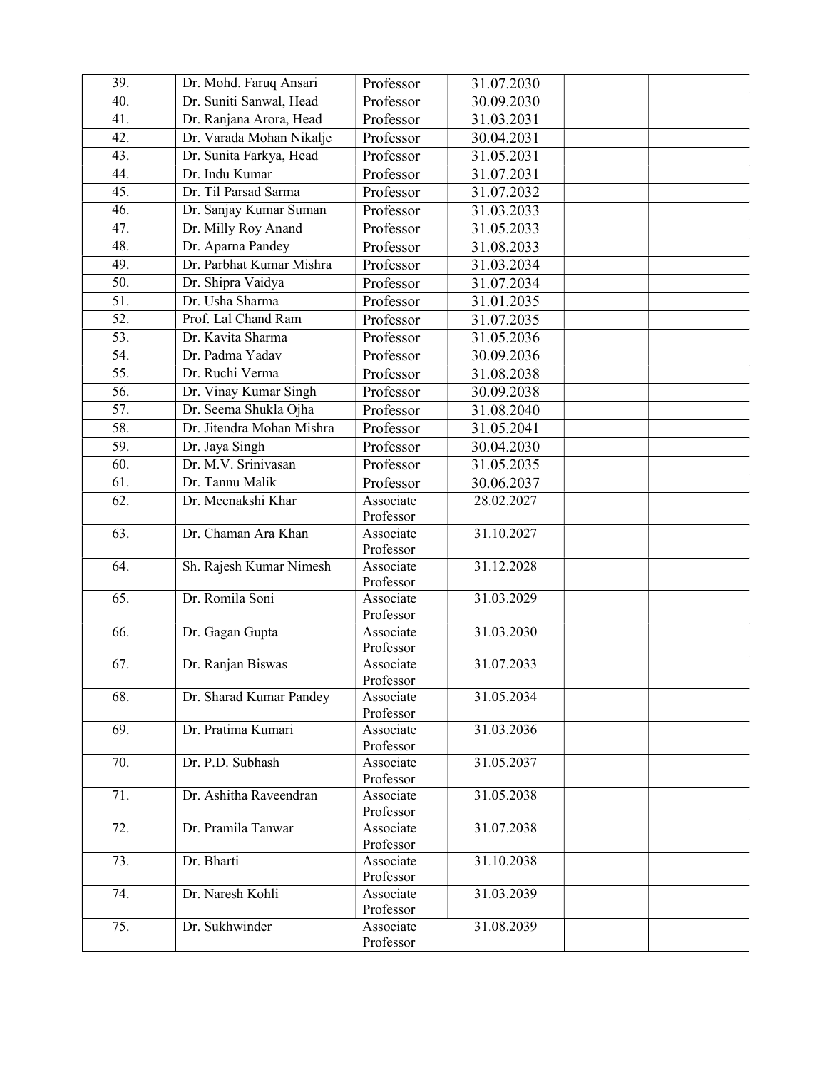| | | | | | |
|---|---|---|---|---|---|
| 39. | Dr. Mohd. Faruq Ansari | Professor | 31.07.2030 | | |
| 40. | Dr. Suniti Sanwal, Head | Professor | 30.09.2030 | | |
| 41. | Dr. Ranjana Arora, Head | Professor | 31.03.2031 | | |
| 42. | Dr. Varada Mohan Nikalje | Professor | 30.04.2031 | | |
| 43. | Dr. Sunita Farkya, Head | Professor | 31.05.2031 | | |
| 44. | Dr. Indu Kumar | Professor | 31.07.2031 | | |
| 45. | Dr. Til Parsad Sarma | Professor | 31.07.2032 | | |
| 46. | Dr. Sanjay Kumar Suman | Professor | 31.03.2033 | | |
| 47. | Dr. Milly Roy Anand | Professor | 31.05.2033 | | |
| 48. | Dr. Aparna Pandey | Professor | 31.08.2033 | | |
| 49. | Dr. Parbhat Kumar Mishra | Professor | 31.03.2034 | | |
| 50. | Dr. Shipra Vaidya | Professor | 31.07.2034 | | |
| 51. | Dr. Usha Sharma | Professor | 31.01.2035 | | |
| 52. | Prof. Lal Chand Ram | Professor | 31.07.2035 | | |
| 53. | Dr. Kavita Sharma | Professor | 31.05.2036 | | |
| 54. | Dr. Padma Yadav | Professor | 30.09.2036 | | |
| 55. | Dr. Ruchi Verma | Professor | 31.08.2038 | | |
| 56. | Dr. Vinay Kumar Singh | Professor | 30.09.2038 | | |
| 57. | Dr. Seema Shukla Ojha | Professor | 31.08.2040 | | |
| 58. | Dr. Jitendra Mohan Mishra | Professor | 31.05.2041 | | |
| 59. | Dr. Jaya Singh | Professor | 30.04.2030 | | |
| 60. | Dr. M.V. Srinivasan | Professor | 31.05.2035 | | |
| 61. | Dr. Tannu Malik | Professor | 30.06.2037 | | |
| 62. | Dr. Meenakshi Khar | Associate Professor | 28.02.2027 | | |
| 63. | Dr. Chaman Ara Khan | Associate Professor | 31.10.2027 | | |
| 64. | Sh. Rajesh Kumar Nimesh | Associate Professor | 31.12.2028 | | |
| 65. | Dr. Romila Soni | Associate Professor | 31.03.2029 | | |
| 66. | Dr. Gagan Gupta | Associate Professor | 31.03.2030 | | |
| 67. | Dr. Ranjan Biswas | Associate Professor | 31.07.2033 | | |
| 68. | Dr. Sharad Kumar Pandey | Associate Professor | 31.05.2034 | | |
| 69. | Dr. Pratima Kumari | Associate Professor | 31.03.2036 | | |
| 70. | Dr. P.D. Subhash | Associate Professor | 31.05.2037 | | |
| 71. | Dr. Ashitha Raveendran | Associate Professor | 31.05.2038 | | |
| 72. | Dr. Pramila Tanwar | Associate Professor | 31.07.2038 | | |
| 73. | Dr. Bharti | Associate Professor | 31.10.2038 | | |
| 74. | Dr. Naresh Kohli | Associate Professor | 31.03.2039 | | |
| 75. | Dr. Sukhwinder | Associate Professor | 31.08.2039 | | |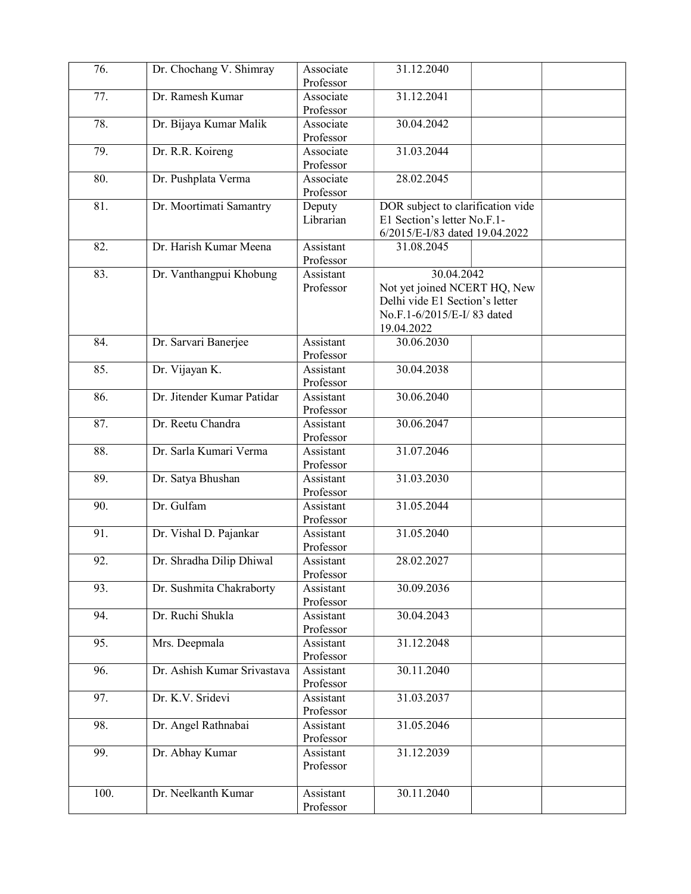| 76. | Dr. Chochang V. Shimray | Associate Professor | 31.12.2040 | | |
|---|---|---|---|---|---|
| 77. | Dr. Ramesh Kumar | Associate Professor | 31.12.2041 | | |
| 78. | Dr. Bijaya Kumar Malik | Associate Professor | 30.04.2042 | | |
| 79. | Dr. R.R. Koireng | Associate Professor | 31.03.2044 | | |
| 80. | Dr. Pushplata Verma | Associate Professor | 28.02.2045 | | |
| 81. | Dr. Moortimati Samantry | Deputy Librarian | DOR subject to clarification vide E1 Section's letter No.F.1-6/2015/E-I/83 dated 19.04.2022 | | |
| 82. | Dr. Harish Kumar Meena | Assistant Professor | 31.08.2045 | | |
| 83. | Dr. Vanthangpui Khobung | Assistant Professor | 30.04.2042 Not yet joined NCERT HQ, New Delhi vide E1 Section's letter No.F.1-6/2015/E-I/ 83 dated 19.04.2022 | | |
| 84. | Dr. Sarvari Banerjee | Assistant Professor | 30.06.2030 | | |
| 85. | Dr. Vijayan K. | Assistant Professor | 30.04.2038 | | |
| 86. | Dr. Jitender Kumar Patidar | Assistant Professor | 30.06.2040 | | |
| 87. | Dr. Reetu Chandra | Assistant Professor | 30.06.2047 | | |
| 88. | Dr. Sarla Kumari Verma | Assistant Professor | 31.07.2046 | | |
| 89. | Dr. Satya Bhushan | Assistant Professor | 31.03.2030 | | |
| 90. | Dr. Gulfam | Assistant Professor | 31.05.2044 | | |
| 91. | Dr. Vishal D. Pajankar | Assistant Professor | 31.05.2040 | | |
| 92. | Dr. Shradha Dilip Dhiwal | Assistant Professor | 28.02.2027 | | |
| 93. | Dr. Sushmita Chakraborty | Assistant Professor | 30.09.2036 | | |
| 94. | Dr. Ruchi Shukla | Assistant Professor | 30.04.2043 | | |
| 95. | Mrs. Deepmala | Assistant Professor | 31.12.2048 | | |
| 96. | Dr. Ashish Kumar Srivastava | Assistant Professor | 30.11.2040 | | |
| 97. | Dr. K.V. Sridevi | Assistant Professor | 31.03.2037 | | |
| 98. | Dr. Angel Rathnabai | Assistant Professor | 31.05.2046 | | |
| 99. | Dr. Abhay Kumar | Assistant Professor | 31.12.2039 | | |
| 100. | Dr. Neelkanth Kumar | Assistant Professor | 30.11.2040 | | |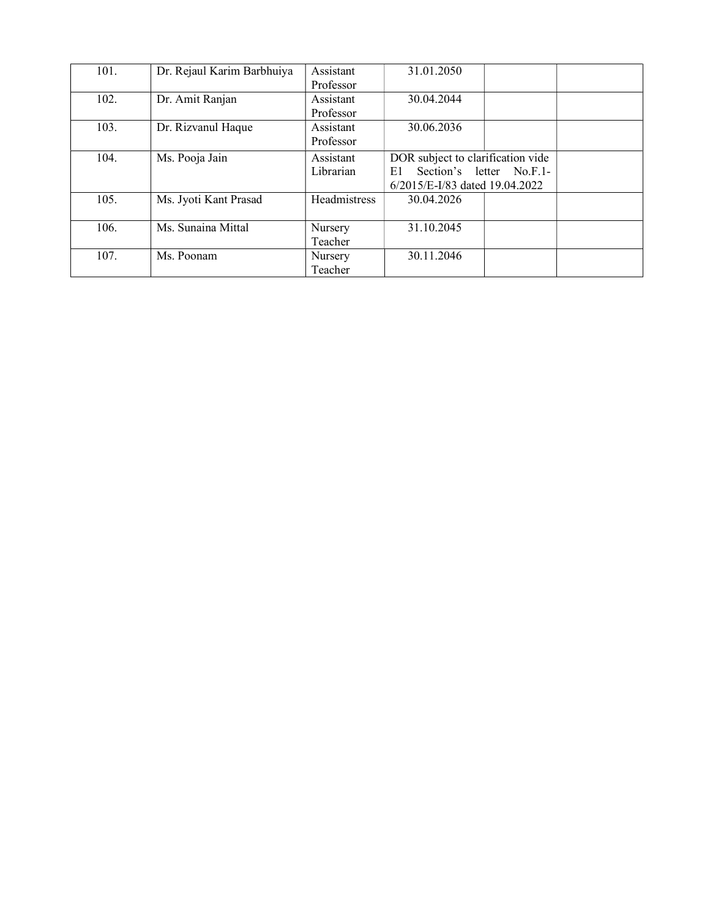| | | | | | |
|---|---|---|---|---|---|
| 101. | Dr. Rejaul Karim Barbhuiya | Assistant Professor | 31.01.2050 | | |
| 102. | Dr. Amit Ranjan | Assistant Professor | 30.04.2044 | | |
| 103. | Dr. Rizvanul Haque | Assistant Professor | 30.06.2036 | | |
| 104. | Ms. Pooja Jain | Assistant Librarian | DOR subject to clarification vide E1 Section's letter No.F.1-6/2015/E-I/83 dated 19.04.2022 | | |
| 105. | Ms. Jyoti Kant Prasad | Headmistress | 30.04.2026 | | |
| 106. | Ms. Sunaina Mittal | Nursery Teacher | 31.10.2045 | | |
| 107. | Ms. Poonam | Nursery Teacher | 30.11.2046 | | |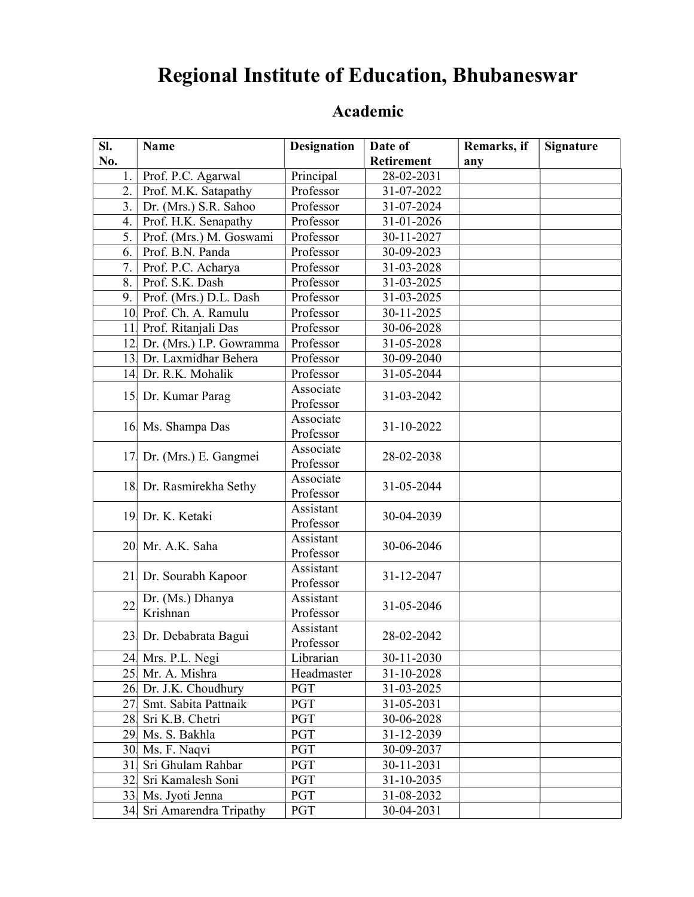# Regional Institute of Education, Bhubaneswar

## Academic

| Sl. No. | Name | Designation | Date of Retirement | Remarks, if any | Signature |
|---|---|---|---|---|---|
| 1. | Prof. P.C. Agarwal | Principal | 28-02-2031 | | |
| 2. | Prof. M.K. Satapathy | Professor | 31-07-2022 | | |
| 3. | Dr. (Mrs.) S.R. Sahoo | Professor | 31-07-2024 | | |
| 4. | Prof. H.K. Senapathy | Professor | 31-01-2026 | | |
| 5. | Prof. (Mrs.) M. Goswami | Professor | 30-11-2027 | | |
| 6. | Prof. B.N. Panda | Professor | 30-09-2023 | | |
| 7. | Prof. P.C. Acharya | Professor | 31-03-2028 | | |
| 8. | Prof. S.K. Dash | Professor | 31-03-2025 | | |
| 9. | Prof. (Mrs.) D.L. Dash | Professor | 31-03-2025 | | |
| 10. | Prof. Ch. A. Ramulu | Professor | 30-11-2025 | | |
| 11. | Prof. Ritanjali Das | Professor | 30-06-2028 | | |
| 12. | Dr. (Mrs.) I.P. Gowramma | Professor | 31-05-2028 | | |
| 13. | Dr. Laxmidhar Behera | Professor | 30-09-2040 | | |
| 14. | Dr. R.K. Mohalik | Professor | 31-05-2044 | | |
| 15. | Dr. Kumar Parag | Associate Professor | 31-03-2042 | | |
| 16. | Ms. Shampa Das | Associate Professor | 31-10-2022 | | |
| 17. | Dr. (Mrs.) E. Gangmei | Associate Professor | 28-02-2038 | | |
| 18. | Dr. Rasmirekha Sethy | Associate Professor | 31-05-2044 | | |
| 19. | Dr. K. Ketaki | Assistant Professor | 30-04-2039 | | |
| 20. | Mr. A.K. Saha | Assistant Professor | 30-06-2046 | | |
| 21. | Dr. Sourabh Kapoor | Assistant Professor | 31-12-2047 | | |
| 22. | Dr. (Ms.) Dhanya Krishnan | Assistant Professor | 31-05-2046 | | |
| 23. | Dr. Debabrata Bagui | Assistant Professor | 28-02-2042 | | |
| 24. | Mrs. P.L. Negi | Librarian | 30-11-2030 | | |
| 25. | Mr. A. Mishra | Headmaster | 31-10-2028 | | |
| 26. | Dr. J.K. Choudhury | PGT | 31-03-2025 | | |
| 27. | Smt. Sabita Pattnaik | PGT | 31-05-2031 | | |
| 28. | Sri K.B. Chetri | PGT | 30-06-2028 | | |
| 29. | Ms. S. Bakhla | PGT | 31-12-2039 | | |
| 30. | Ms. F. Naqvi | PGT | 30-09-2037 | | |
| 31. | Sri Ghulam Rahbar | PGT | 30-11-2031 | | |
| 32. | Sri Kamalesh Soni | PGT | 31-10-2035 | | |
| 33. | Ms. Jyoti Jenna | PGT | 31-08-2032 | | |
| 34. | Sri Amarendra Tripathy | PGT | 30-04-2031 | | |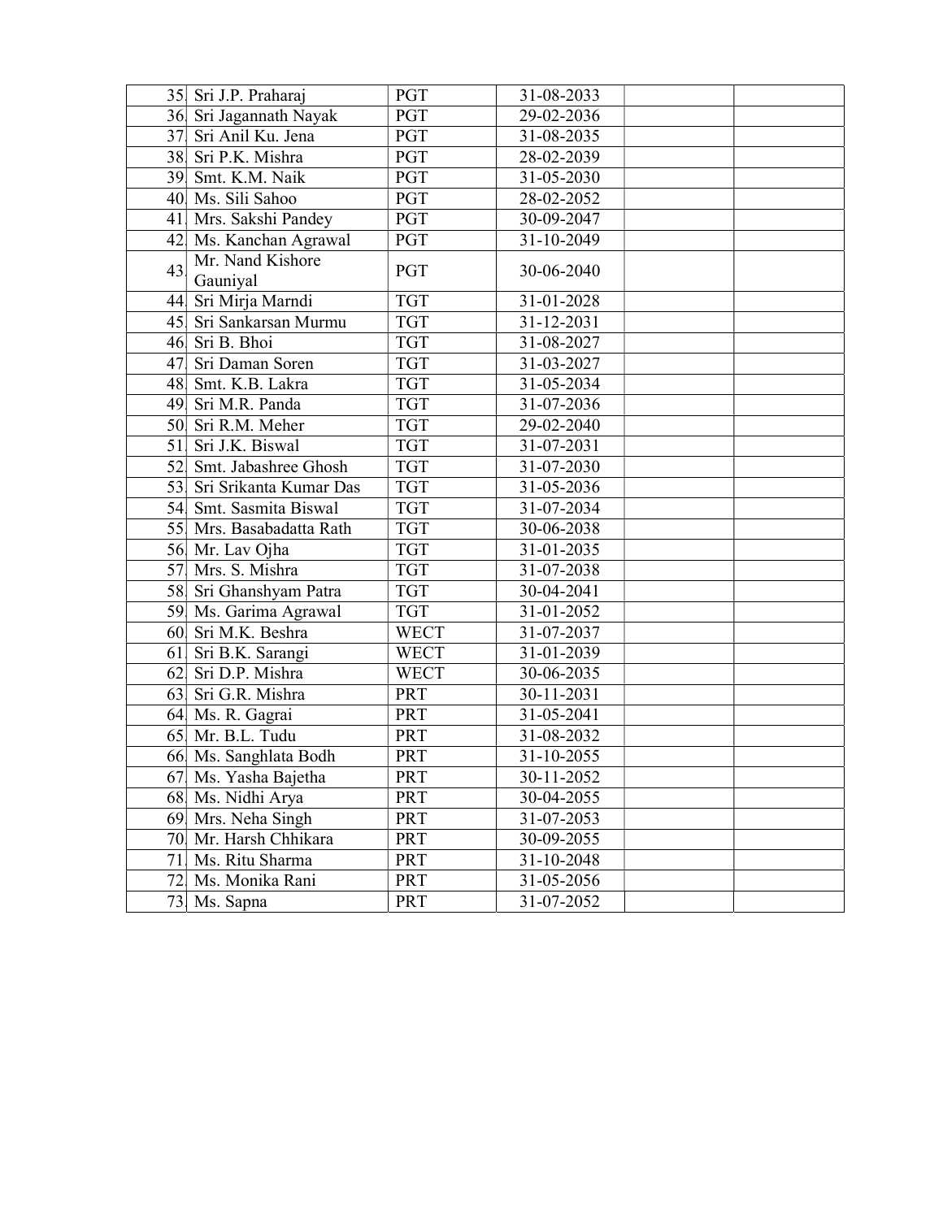| | | | | | |
|---|---|---|---|---|---|
| 35 | Sri J.P. Praharaj | PGT | 31-08-2033 | | |
| 36 | Sri Jagannath Nayak | PGT | 29-02-2036 | | |
| 37 | Sri Anil Ku. Jena | PGT | 31-08-2035 | | |
| 38 | Sri P.K. Mishra | PGT | 28-02-2039 | | |
| 39 | Smt. K.M. Naik | PGT | 31-05-2030 | | |
| 40 | Ms. Sili Sahoo | PGT | 28-02-2052 | | |
| 41 | Mrs. Sakshi Pandey | PGT | 30-09-2047 | | |
| 42 | Ms. Kanchan Agrawal | PGT | 31-10-2049 | | |
| 43 | Mr. Nand Kishore Gauniyal | PGT | 30-06-2040 | | |
| 44 | Sri Mirja Marndi | TGT | 31-01-2028 | | |
| 45 | Sri Sankarsan Murmu | TGT | 31-12-2031 | | |
| 46 | Sri B. Bhoi | TGT | 31-08-2027 | | |
| 47 | Sri Daman Soren | TGT | 31-03-2027 | | |
| 48 | Smt. K.B. Lakra | TGT | 31-05-2034 | | |
| 49 | Sri M.R. Panda | TGT | 31-07-2036 | | |
| 50 | Sri R.M. Meher | TGT | 29-02-2040 | | |
| 51 | Sri J.K. Biswal | TGT | 31-07-2031 | | |
| 52 | Smt. Jabashree Ghosh | TGT | 31-07-2030 | | |
| 53 | Sri Srikanta Kumar Das | TGT | 31-05-2036 | | |
| 54 | Smt. Sasmita Biswal | TGT | 31-07-2034 | | |
| 55 | Mrs. Basabadatta Rath | TGT | 30-06-2038 | | |
| 56 | Mr. Lav Ojha | TGT | 31-01-2035 | | |
| 57 | Mrs. S. Mishra | TGT | 31-07-2038 | | |
| 58 | Sri Ghanshyam Patra | TGT | 30-04-2041 | | |
| 59 | Ms. Garima Agrawal | TGT | 31-01-2052 | | |
| 60 | Sri M.K. Beshra | WECT | 31-07-2037 | | |
| 61 | Sri B.K. Sarangi | WECT | 31-01-2039 | | |
| 62 | Sri D.P. Mishra | WECT | 30-06-2035 | | |
| 63 | Sri G.R. Mishra | PRT | 30-11-2031 | | |
| 64 | Ms. R. Gagrai | PRT | 31-05-2041 | | |
| 65 | Mr. B.L. Tudu | PRT | 31-08-2032 | | |
| 66 | Ms. Sanghlata Bodh | PRT | 31-10-2055 | | |
| 67 | Ms. Yasha Bajetha | PRT | 30-11-2052 | | |
| 68 | Ms. Nidhi Arya | PRT | 30-04-2055 | | |
| 69 | Mrs. Neha Singh | PRT | 31-07-2053 | | |
| 70 | Mr. Harsh Chhikara | PRT | 30-09-2055 | | |
| 71 | Ms. Ritu Sharma | PRT | 31-10-2048 | | |
| 72 | Ms. Monika Rani | PRT | 31-05-2056 | | |
| 73 | Ms. Sapna | PRT | 31-07-2052 | | |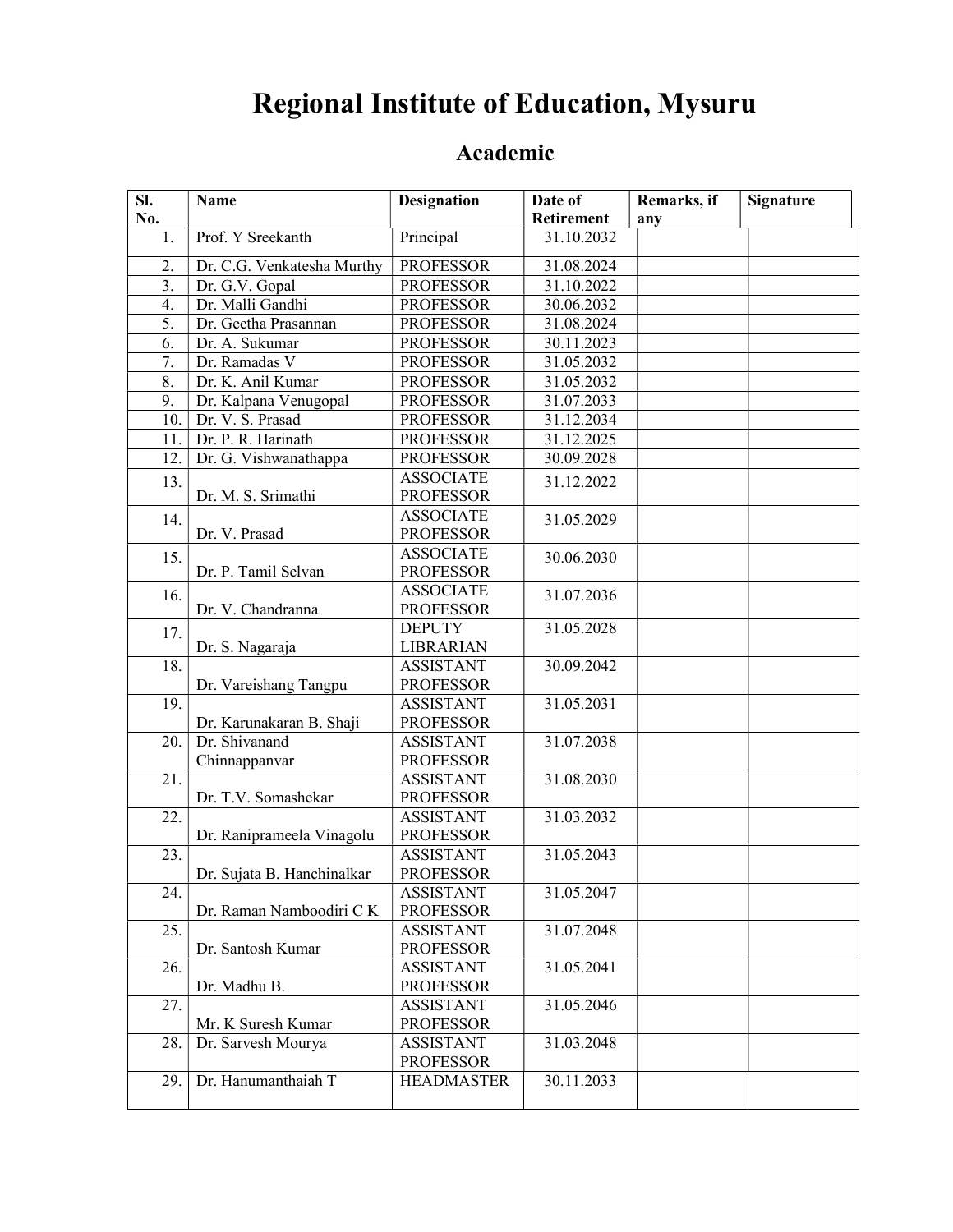# Regional Institute of Education, Mysuru

## Academic

| Sl. No. | Name | Designation | Date of Retirement | Remarks, if any | Signature |
|---|---|---|---|---|---|
| 1. | Prof. Y Sreekanth | Principal | 31.10.2032 | | |
| 2. | Dr. C.G. Venkatesha Murthy | PROFESSOR | 31.08.2024 | | |
| 3. | Dr. G.V. Gopal | PROFESSOR | 31.10.2022 | | |
| 4. | Dr. Malli Gandhi | PROFESSOR | 30.06.2032 | | |
| 5. | Dr. Geetha Prasannan | PROFESSOR | 31.08.2024 | | |
| 6. | Dr. A. Sukumar | PROFESSOR | 30.11.2023 | | |
| 7. | Dr. Ramadas V | PROFESSOR | 31.05.2032 | | |
| 8. | Dr. K. Anil Kumar | PROFESSOR | 31.05.2032 | | |
| 9. | Dr. Kalpana Venugopal | PROFESSOR | 31.07.2033 | | |
| 10. | Dr. V. S. Prasad | PROFESSOR | 31.12.2034 | | |
| 11. | Dr. P. R. Harinath | PROFESSOR | 31.12.2025 | | |
| 12. | Dr. G. Vishwanathappa | PROFESSOR | 30.09.2028 | | |
| 13. | Dr. M. S. Srimathi | ASSOCIATE PROFESSOR | 31.12.2022 | | |
| 14. | Dr. V. Prasad | ASSOCIATE PROFESSOR | 31.05.2029 | | |
| 15. | Dr. P. Tamil Selvan | ASSOCIATE PROFESSOR | 30.06.2030 | | |
| 16. | Dr. V. Chandranna | ASSOCIATE PROFESSOR | 31.07.2036 | | |
| 17. | Dr. S. Nagaraja | DEPUTY LIBRARIAN | 31.05.2028 | | |
| 18. | Dr. Vareishang Tangpu | ASSISTANT PROFESSOR | 30.09.2042 | | |
| 19. | Dr. Karunakaran B. Shaji | ASSISTANT PROFESSOR | 31.05.2031 | | |
| 20. | Dr. Shivanand Chinnappanvar | ASSISTANT PROFESSOR | 31.07.2038 | | |
| 21. | Dr. T.V. Somashekar | ASSISTANT PROFESSOR | 31.08.2030 | | |
| 22. | Dr. Raniprameela Vinagolu | ASSISTANT PROFESSOR | 31.03.2032 | | |
| 23. | Dr. Sujata B. Hanchinalkar | ASSISTANT PROFESSOR | 31.05.2043 | | |
| 24. | Dr. Raman Namboodiri C K | ASSISTANT PROFESSOR | 31.05.2047 | | |
| 25. | Dr. Santosh Kumar | ASSISTANT PROFESSOR | 31.07.2048 | | |
| 26. | Dr. Madhu B. | ASSISTANT PROFESSOR | 31.05.2041 | | |
| 27. | Mr. K Suresh Kumar | ASSISTANT PROFESSOR | 31.05.2046 | | |
| 28. | Dr. Sarvesh Mourya | ASSISTANT PROFESSOR | 31.03.2048 | | |
| 29. | Dr. Hanumanthaiah T | HEADMASTER | 30.11.2033 | | |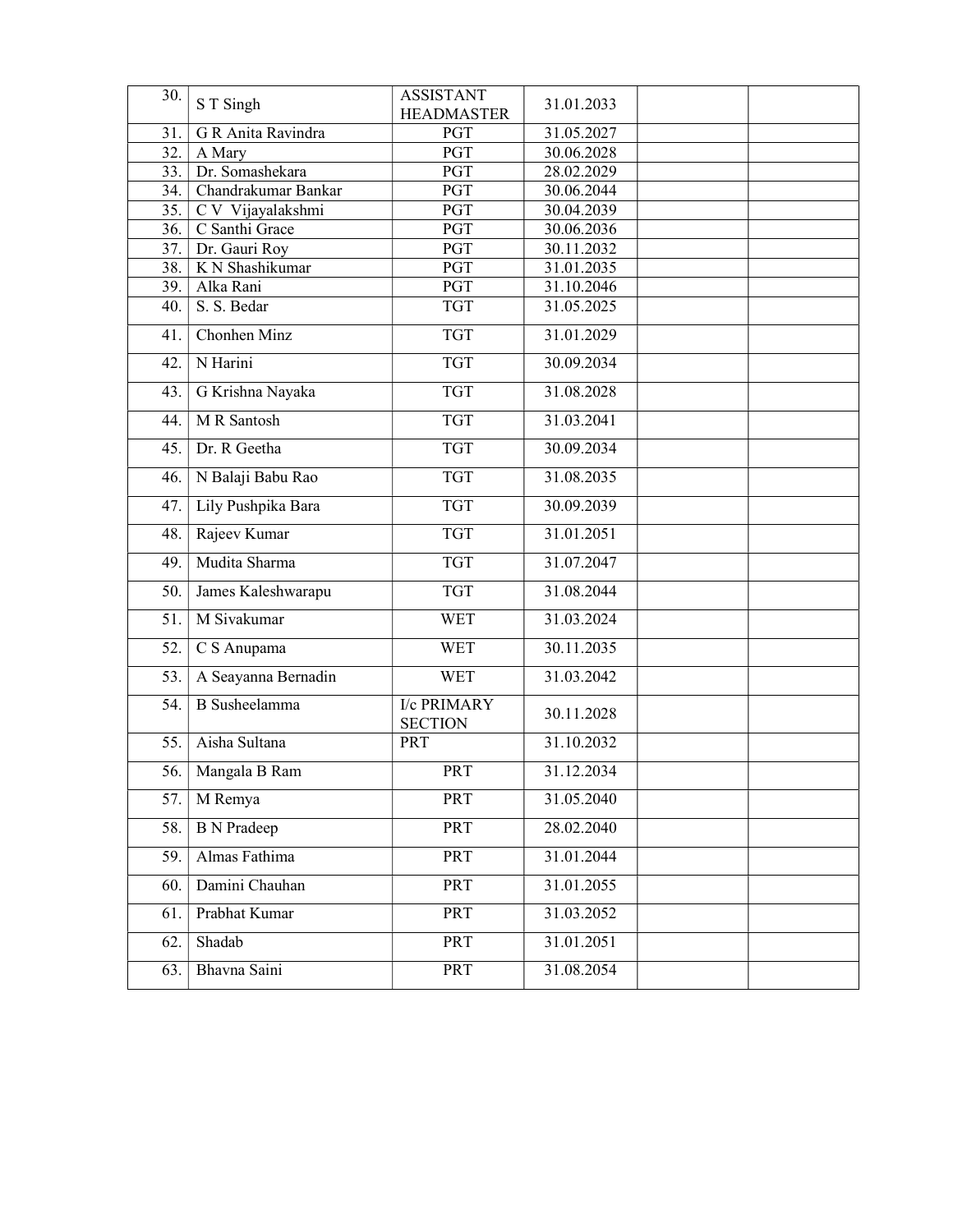| 30. | S T Singh | ASSISTANT HEADMASTER | 31.01.2033 | | |
|---|---|---|---|---|---|
| 31. | G R Anita Ravindra | PGT | 31.05.2027 | | |
| 32. | A Mary | PGT | 30.06.2028 | | |
| 33. | Dr. Somashekara | PGT | 28.02.2029 | | |
| 34. | Chandrakumar Bankar | PGT | 30.06.2044 | | |
| 35. | C V Vijayalakshmi | PGT | 30.04.2039 | | |
| 36. | C Santhi Grace | PGT | 30.06.2036 | | |
| 37. | Dr. Gauri Roy | PGT | 30.11.2032 | | |
| 38. | K N Shashikumar | PGT | 31.01.2035 | | |
| 39. | Alka Rani | PGT | 31.10.2046 | | |
| 40. | S. S. Bedar | TGT | 31.05.2025 | | |
| 41. | Chonhen Minz | TGT | 31.01.2029 | | |
| 42. | N Harini | TGT | 30.09.2034 | | |
| 43. | G Krishna Nayaka | TGT | 31.08.2028 | | |
| 44. | M R Santosh | TGT | 31.03.2041 | | |
| 45. | Dr. R Geetha | TGT | 30.09.2034 | | |
| 46. | N Balaji Babu Rao | TGT | 31.08.2035 | | |
| 47. | Lily Pushpika Bara | TGT | 30.09.2039 | | |
| 48. | Rajeev Kumar | TGT | 31.01.2051 | | |
| 49. | Mudita Sharma | TGT | 31.07.2047 | | |
| 50. | James Kaleshwarapu | TGT | 31.08.2044 | | |
| 51. | M Sivakumar | WET | 31.03.2024 | | |
| 52. | C S Anupama | WET | 30.11.2035 | | |
| 53. | A Seayanna Bernadin | WET | 31.03.2042 | | |
| 54. | B Susheelamma | I/c PRIMARY SECTION | 30.11.2028 | | |
| 55. | Aisha Sultana | PRT | 31.10.2032 | | |
| 56. | Mangala B Ram | PRT | 31.12.2034 | | |
| 57. | M Remya | PRT | 31.05.2040 | | |
| 58. | B N Pradeep | PRT | 28.02.2040 | | |
| 59. | Almas Fathima | PRT | 31.01.2044 | | |
| 60. | Damini Chauhan | PRT | 31.01.2055 | | |
| 61. | Prabhat Kumar | PRT | 31.03.2052 | | |
| 62. | Shadab | PRT | 31.01.2051 | | |
| 63. | Bhavna Saini | PRT | 31.08.2054 | | |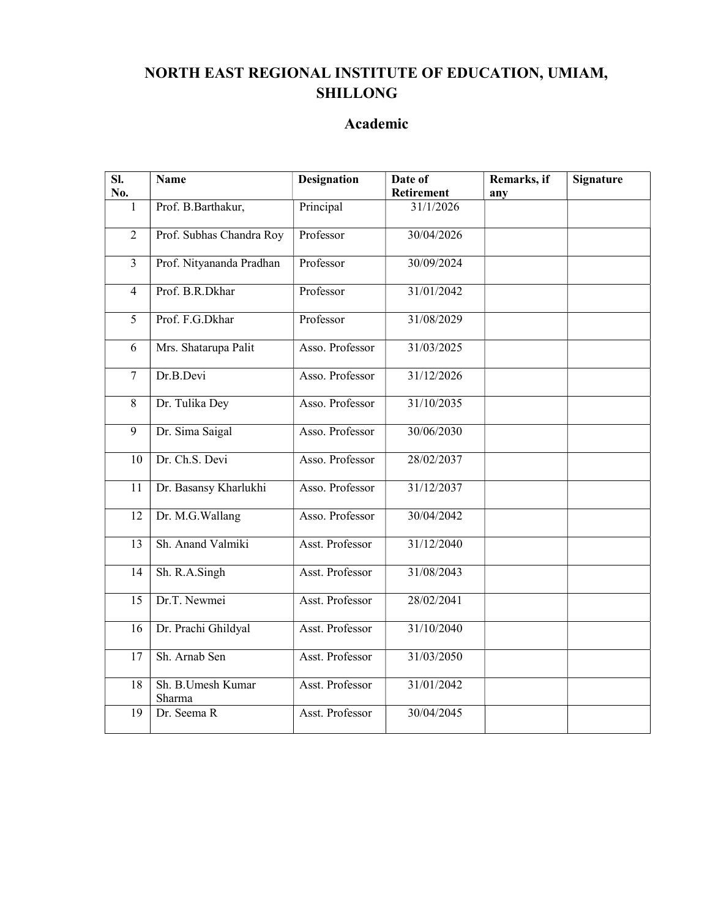# NORTH EAST REGIONAL INSTITUTE OF EDUCATION, UMIAM, SHILLONG

## Academic

| Sl. No. | Name | Designation | Date of Retirement | Remarks, if any | Signature |
|---|---|---|---|---|---|
| 1 | Prof. B.Barthakur, | Principal | 31/1/2026 | | |
| 2 | Prof. Subhas Chandra Roy | Professor | 30/04/2026 | | |
| 3 | Prof. Nityananda Pradhan | Professor | 30/09/2024 | | |
| 4 | Prof. B.R.Dkhar | Professor | 31/01/2042 | | |
| 5 | Prof. F.G.Dkhar | Professor | 31/08/2029 | | |
| 6 | Mrs. Shatarupa Palit | Asso. Professor | 31/03/2025 | | |
| 7 | Dr.B.Devi | Asso. Professor | 31/12/2026 | | |
| 8 | Dr. Tulika Dey | Asso. Professor | 31/10/2035 | | |
| 9 | Dr. Sima Saigal | Asso. Professor | 30/06/2030 | | |
| 10 | Dr. Ch.S. Devi | Asso. Professor | 28/02/2037 | | |
| 11 | Dr. Basansy Kharlukhi | Asso. Professor | 31/12/2037 | | |
| 12 | Dr. M.G.Wallang | Asso. Professor | 30/04/2042 | | |
| 13 | Sh. Anand Valmiki | Asst. Professor | 31/12/2040 | | |
| 14 | Sh. R.A.Singh | Asst. Professor | 31/08/2043 | | |
| 15 | Dr.T. Newmei | Asst. Professor | 28/02/2041 | | |
| 16 | Dr. Prachi Ghildyal | Asst. Professor | 31/10/2040 | | |
| 17 | Sh. Arnab Sen | Asst. Professor | 31/03/2050 | | |
| 18 | Sh. B.Umesh Kumar Sharma | Asst. Professor | 31/01/2042 | | |
| 19 | Dr. Seema R | Asst. Professor | 30/04/2045 | | |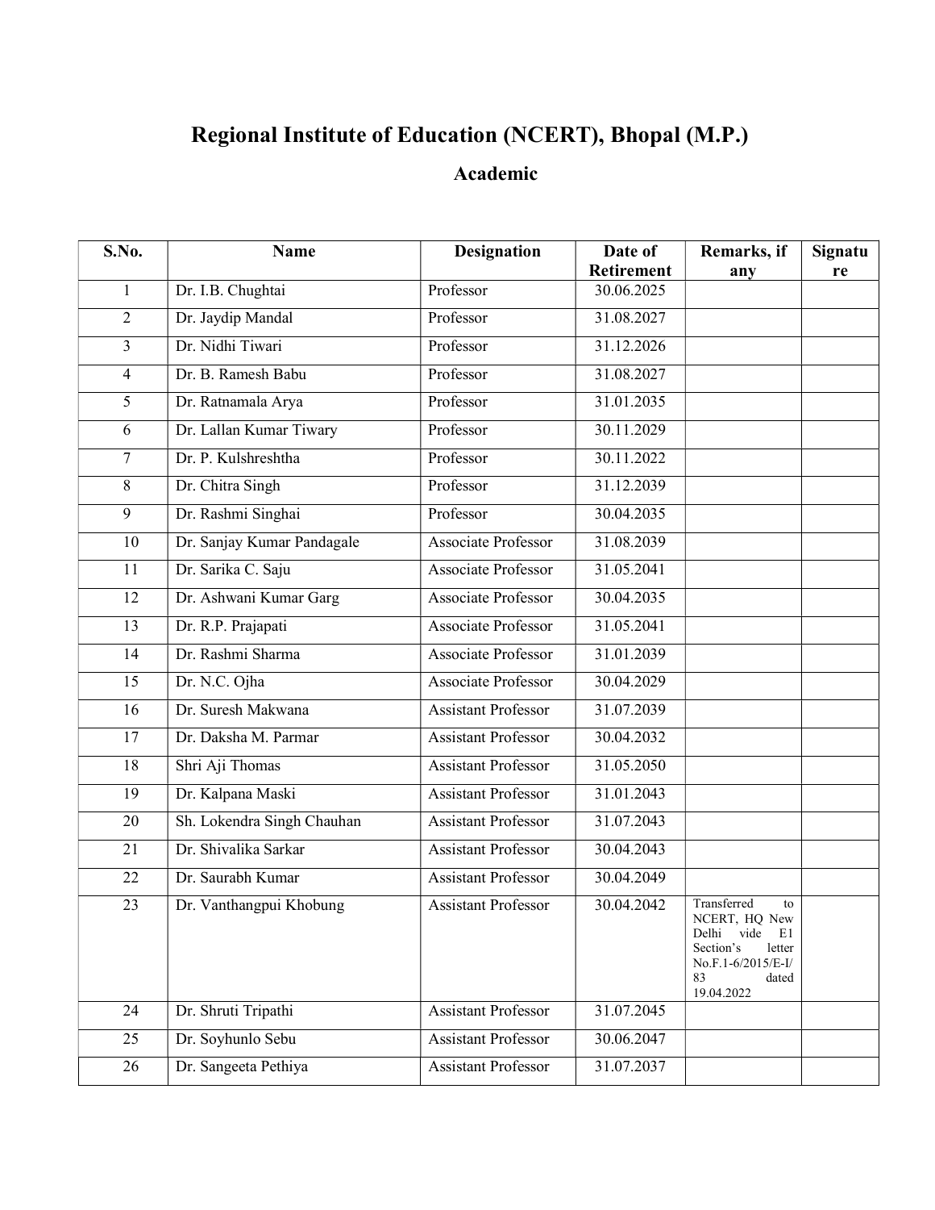# Regional Institute of Education (NCERT), Bhopal (M.P.)

## Academic

| S.No. | Name | Designation | Date of Retirement | Remarks, if any | Signature |
|---|---|---|---|---|---|
| 1 | Dr. I.B. Chughtai | Professor | 30.06.2025 | | |
| 2 | Dr. Jaydip Mandal | Professor | 31.08.2027 | | |
| 3 | Dr. Nidhi Tiwari | Professor | 31.12.2026 | | |
| 4 | Dr. B. Ramesh Babu | Professor | 31.08.2027 | | |
| 5 | Dr. Ratnamala Arya | Professor | 31.01.2035 | | |
| 6 | Dr. Lallan Kumar Tiwary | Professor | 30.11.2029 | | |
| 7 | Dr. P. Kulshreshtha | Professor | 30.11.2022 | | |
| 8 | Dr. Chitra Singh | Professor | 31.12.2039 | | |
| 9 | Dr. Rashmi Singhai | Professor | 30.04.2035 | | |
| 10 | Dr. Sanjay Kumar Pandagale | Associate Professor | 31.08.2039 | | |
| 11 | Dr. Sarika C. Saju | Associate Professor | 31.05.2041 | | |
| 12 | Dr. Ashwani Kumar Garg | Associate Professor | 30.04.2035 | | |
| 13 | Dr. R.P. Prajapati | Associate Professor | 31.05.2041 | | |
| 14 | Dr. Rashmi Sharma | Associate Professor | 31.01.2039 | | |
| 15 | Dr. N.C. Ojha | Associate Professor | 30.04.2029 | | |
| 16 | Dr. Suresh Makwana | Assistant Professor | 31.07.2039 | | |
| 17 | Dr. Daksha M. Parmar | Assistant Professor | 30.04.2032 | | |
| 18 | Shri Aji Thomas | Assistant Professor | 31.05.2050 | | |
| 19 | Dr. Kalpana Maski | Assistant Professor | 31.01.2043 | | |
| 20 | Sh. Lokendra Singh Chauhan | Assistant Professor | 31.07.2043 | | |
| 21 | Dr. Shivalika Sarkar | Assistant Professor | 30.04.2043 | | |
| 22 | Dr. Saurabh Kumar | Assistant Professor | 30.04.2049 | | |
| 23 | Dr. Vanthangpui Khobung | Assistant Professor | 30.04.2042 | Transferred to NCERT, HQ New Delhi vide E1 Section's letter No.F.1-6/2015/E-I/83 dated 19.04.2022 | |
| 24 | Dr. Shruti Tripathi | Assistant Professor | 31.07.2045 | | |
| 25 | Dr. Soyhunlo Sebu | Assistant Professor | 30.06.2047 | | |
| 26 | Dr. Sangeeta Pethiya | Assistant Professor | 31.07.2037 | | |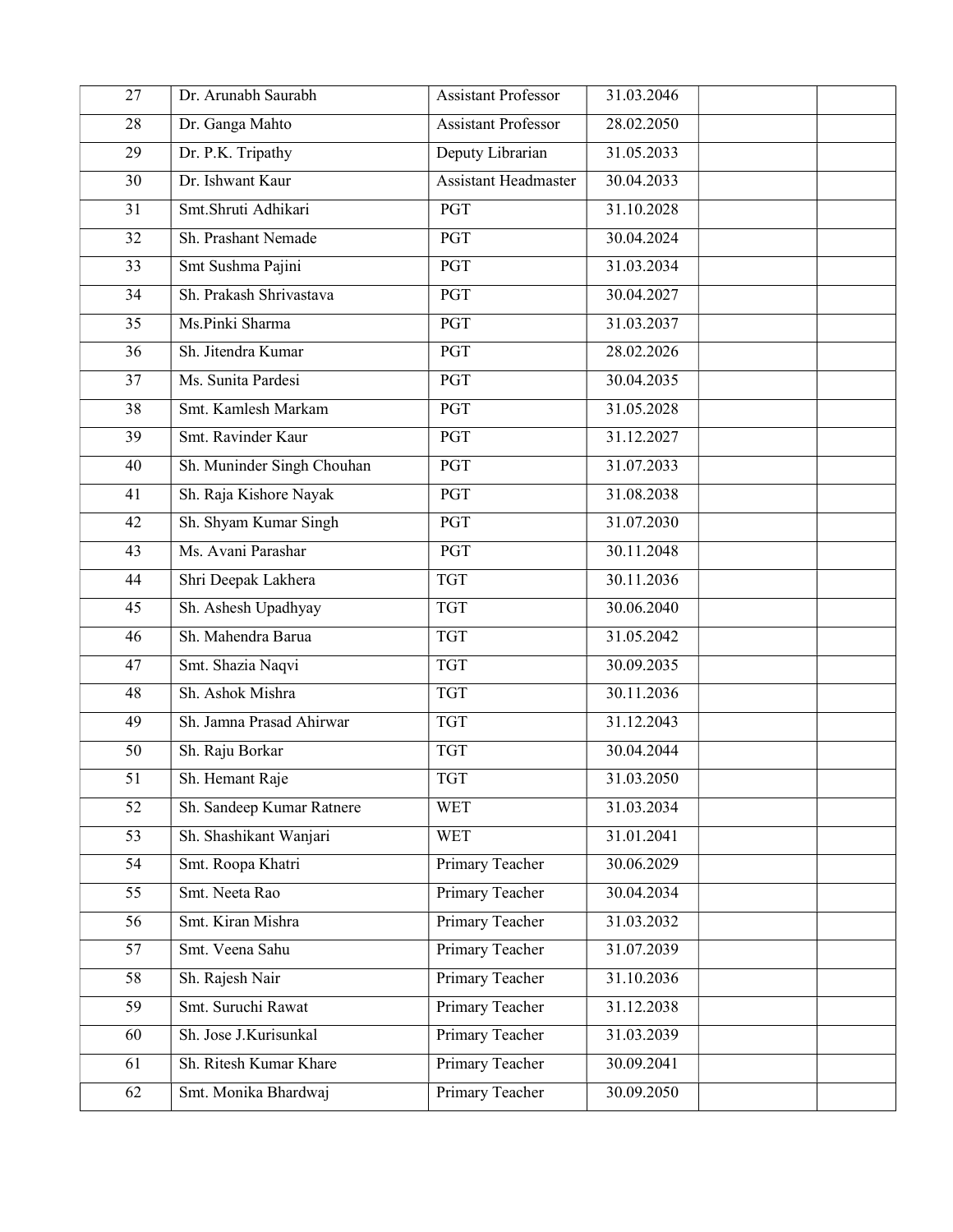| | | | | | |
|---|---|---|---|---|---|
| 27 | Dr. Arunabh Saurabh | Assistant Professor | 31.03.2046 | | |
| 28 | Dr. Ganga Mahto | Assistant Professor | 28.02.2050 | | |
| 29 | Dr. P.K. Tripathy | Deputy Librarian | 31.05.2033 | | |
| 30 | Dr. Ishwant Kaur | Assistant Headmaster | 30.04.2033 | | |
| 31 | Smt.Shruti Adhikari | PGT | 31.10.2028 | | |
| 32 | Sh. Prashant Nemade | PGT | 30.04.2024 | | |
| 33 | Smt Sushma Pajini | PGT | 31.03.2034 | | |
| 34 | Sh. Prakash Shrivastava | PGT | 30.04.2027 | | |
| 35 | Ms.Pinki Sharma | PGT | 31.03.2037 | | |
| 36 | Sh. Jitendra Kumar | PGT | 28.02.2026 | | |
| 37 | Ms. Sunita Pardesi | PGT | 30.04.2035 | | |
| 38 | Smt. Kamlesh Markam | PGT | 31.05.2028 | | |
| 39 | Smt. Ravinder Kaur | PGT | 31.12.2027 | | |
| 40 | Sh. Muninder Singh Chouhan | PGT | 31.07.2033 | | |
| 41 | Sh. Raja Kishore Nayak | PGT | 31.08.2038 | | |
| 42 | Sh. Shyam Kumar Singh | PGT | 31.07.2030 | | |
| 43 | Ms. Avani Parashar | PGT | 30.11.2048 | | |
| 44 | Shri Deepak Lakhera | TGT | 30.11.2036 | | |
| 45 | Sh. Ashesh Upadhyay | TGT | 30.06.2040 | | |
| 46 | Sh. Mahendra Barua | TGT | 31.05.2042 | | |
| 47 | Smt. Shazia Naqvi | TGT | 30.09.2035 | | |
| 48 | Sh. Ashok Mishra | TGT | 30.11.2036 | | |
| 49 | Sh. Jamna Prasad Ahirwar | TGT | 31.12.2043 | | |
| 50 | Sh. Raju Borkar | TGT | 30.04.2044 | | |
| 51 | Sh. Hemant Raje | TGT | 31.03.2050 | | |
| 52 | Sh. Sandeep Kumar Ratnere | WET | 31.03.2034 | | |
| 53 | Sh. Shashikant Wanjari | WET | 31.01.2041 | | |
| 54 | Smt. Roopa Khatri | Primary Teacher | 30.06.2029 | | |
| 55 | Smt. Neeta Rao | Primary Teacher | 30.04.2034 | | |
| 56 | Smt. Kiran Mishra | Primary Teacher | 31.03.2032 | | |
| 57 | Smt. Veena Sahu | Primary Teacher | 31.07.2039 | | |
| 58 | Sh. Rajesh Nair | Primary Teacher | 31.10.2036 | | |
| 59 | Smt. Suruchi Rawat | Primary Teacher | 31.12.2038 | | |
| 60 | Sh. Jose J.Kurisunkal | Primary Teacher | 31.03.2039 | | |
| 61 | Sh. Ritesh Kumar Khare | Primary Teacher | 30.09.2041 | | |
| 62 | Smt. Monika Bhardwaj | Primary Teacher | 30.09.2050 | | |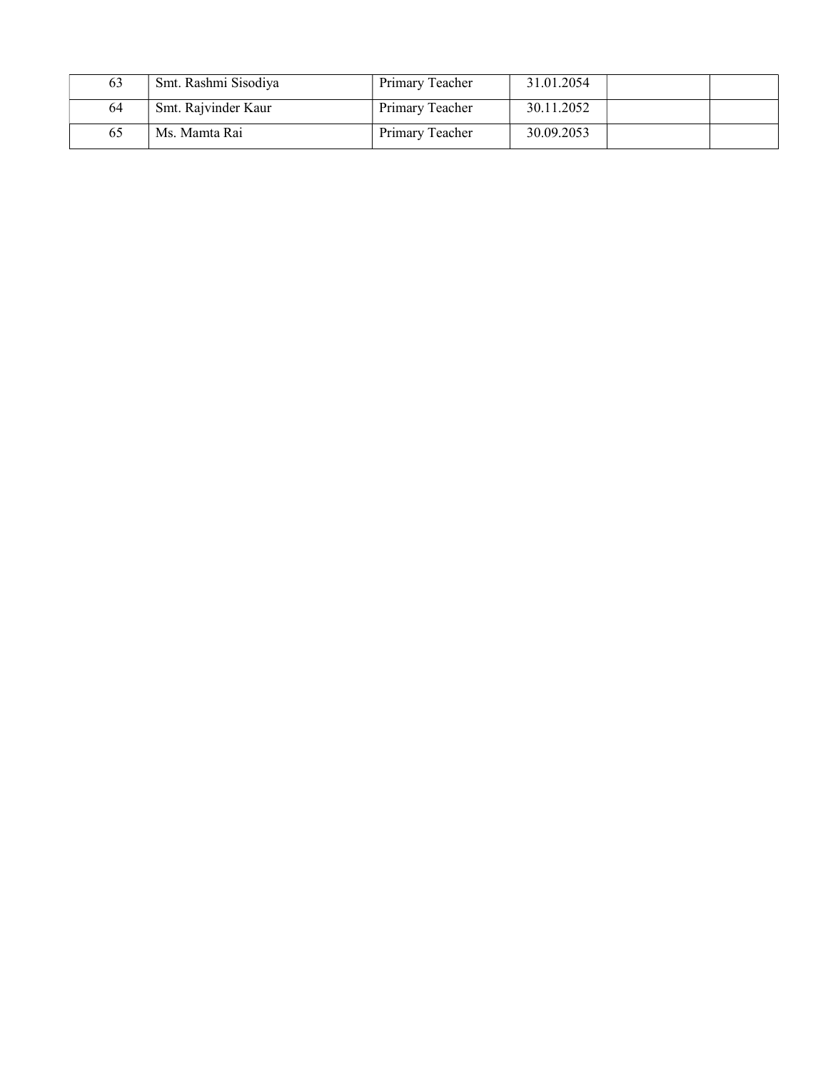| | | | | | |
|---|---|---|---|---|---|
| 63 | Smt. Rashmi Sisodiya | Primary Teacher | 31.01.2054 | | |
| 64 | Smt. Rajvinder Kaur | Primary Teacher | 30.11.2052 | | |
| 65 | Ms. Mamta Rai | Primary Teacher | 30.09.2053 | | |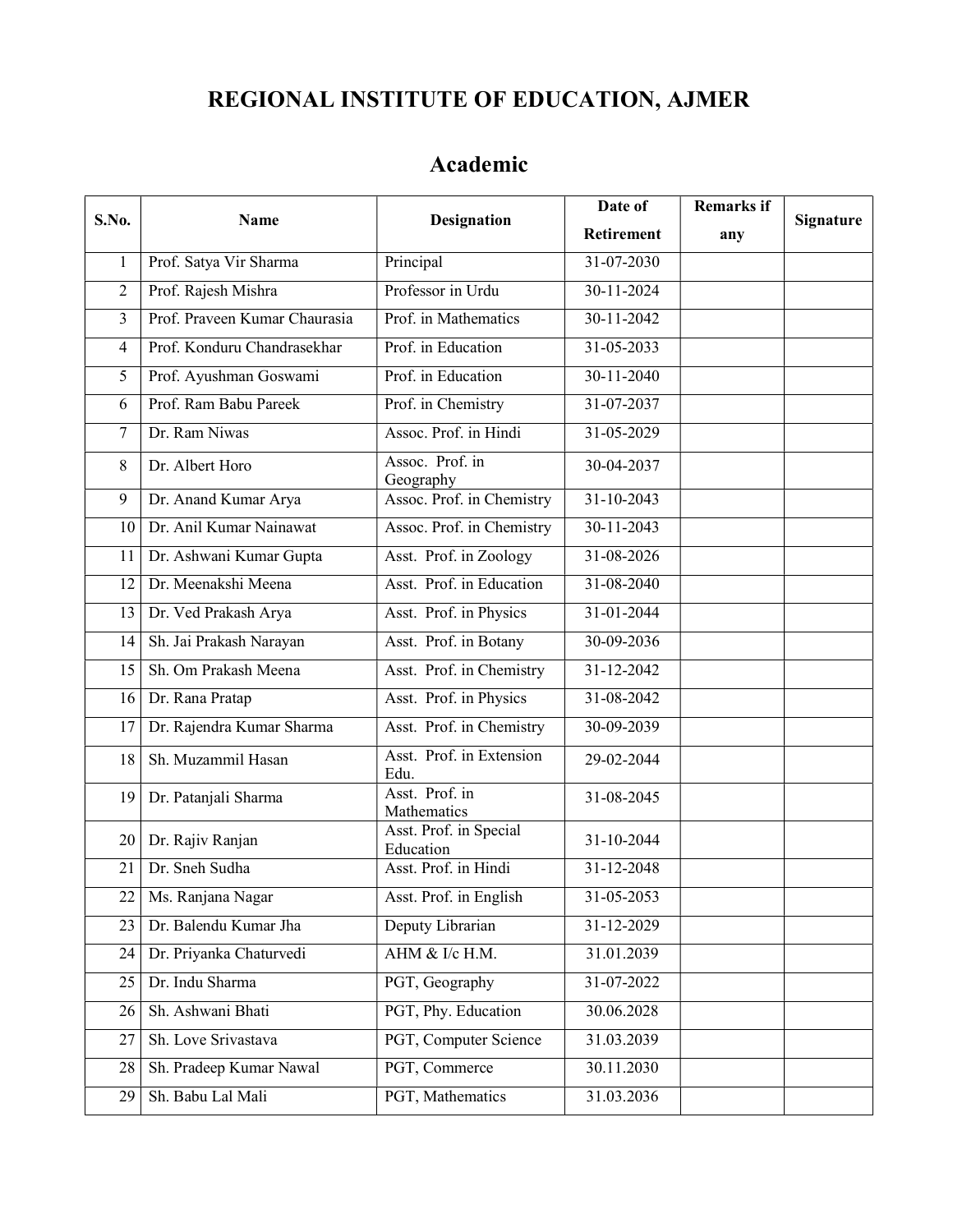# REGIONAL INSTITUTE OF EDUCATION, AJMER

## Academic

| S.No. | Name | Designation | Date of Retirement | Remarks if any | Signature |
|---|---|---|---|---|---|
| 1 | Prof. Satya Vir Sharma | Principal | 31-07-2030 | | |
| 2 | Prof. Rajesh Mishra | Professor in Urdu | 30-11-2024 | | |
| 3 | Prof. Praveen Kumar Chaurasia | Prof. in Mathematics | 30-11-2042 | | |
| 4 | Prof. Konduru Chandrasekhar | Prof. in Education | 31-05-2033 | | |
| 5 | Prof. Ayushman Goswami | Prof. in Education | 30-11-2040 | | |
| 6 | Prof. Ram Babu Pareek | Prof. in Chemistry | 31-07-2037 | | |
| 7 | Dr. Ram Niwas | Assoc. Prof. in Hindi | 31-05-2029 | | |
| 8 | Dr. Albert Horo | Assoc. Prof. in Geography | 30-04-2037 | | |
| 9 | Dr. Anand Kumar Arya | Assoc. Prof. in Chemistry | 31-10-2043 | | |
| 10 | Dr. Anil Kumar Nainawat | Assoc. Prof. in Chemistry | 30-11-2043 | | |
| 11 | Dr. Ashwani Kumar Gupta | Asst. Prof. in Zoology | 31-08-2026 | | |
| 12 | Dr. Meenakshi Meena | Asst. Prof. in Education | 31-08-2040 | | |
| 13 | Dr. Ved Prakash Arya | Asst. Prof. in Physics | 31-01-2044 | | |
| 14 | Sh. Jai Prakash Narayan | Asst. Prof. in Botany | 30-09-2036 | | |
| 15 | Sh. Om Prakash Meena | Asst. Prof. in Chemistry | 31-12-2042 | | |
| 16 | Dr. Rana Pratap | Asst. Prof. in Physics | 31-08-2042 | | |
| 17 | Dr. Rajendra Kumar Sharma | Asst. Prof. in Chemistry | 30-09-2039 | | |
| 18 | Sh. Muzammil Hasan | Asst. Prof. in Extension Edu. | 29-02-2044 | | |
| 19 | Dr. Patanjali Sharma | Asst. Prof. in Mathematics | 31-08-2045 | | |
| 20 | Dr. Rajiv Ranjan | Asst. Prof. in Special Education | 31-10-2044 | | |
| 21 | Dr. Sneh Sudha | Asst. Prof. in Hindi | 31-12-2048 | | |
| 22 | Ms. Ranjana Nagar | Asst. Prof. in English | 31-05-2053 | | |
| 23 | Dr. Balendu Kumar Jha | Deputy Librarian | 31-12-2029 | | |
| 24 | Dr. Priyanka Chaturvedi | AHM & I/c H.M. | 31.01.2039 | | |
| 25 | Dr. Indu Sharma | PGT, Geography | 31-07-2022 | | |
| 26 | Sh. Ashwani Bhati | PGT, Phy. Education | 30.06.2028 | | |
| 27 | Sh. Love Srivastava | PGT, Computer Science | 31.03.2039 | | |
| 28 | Sh. Pradeep Kumar Nawal | PGT, Commerce | 30.11.2030 | | |
| 29 | Sh. Babu Lal Mali | PGT, Mathematics | 31.03.2036 | | |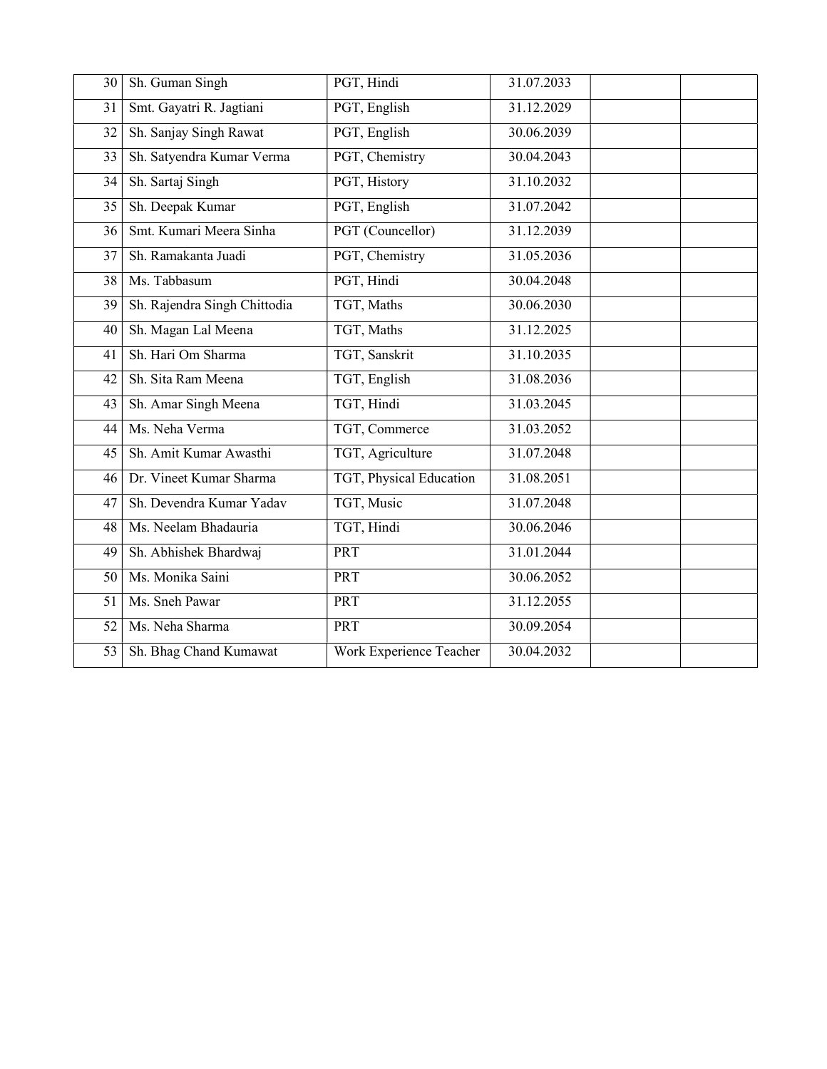| | | | | | |
|---|---|---|---|---|---|
| 30 | Sh. Guman Singh | PGT, Hindi | 31.07.2033 | | |
| 31 | Smt. Gayatri R. Jagtiani | PGT, English | 31.12.2029 | | |
| 32 | Sh. Sanjay Singh Rawat | PGT, English | 30.06.2039 | | |
| 33 | Sh. Satyendra Kumar Verma | PGT, Chemistry | 30.04.2043 | | |
| 34 | Sh. Sartaj Singh | PGT, History | 31.10.2032 | | |
| 35 | Sh. Deepak Kumar | PGT, English | 31.07.2042 | | |
| 36 | Smt. Kumari Meera Sinha | PGT (Councellor) | 31.12.2039 | | |
| 37 | Sh. Ramakanta Juadi | PGT, Chemistry | 31.05.2036 | | |
| 38 | Ms. Tabbasum | PGT, Hindi | 30.04.2048 | | |
| 39 | Sh. Rajendra Singh Chittodia | TGT, Maths | 30.06.2030 | | |
| 40 | Sh. Magan Lal Meena | TGT, Maths | 31.12.2025 | | |
| 41 | Sh. Hari Om Sharma | TGT, Sanskrit | 31.10.2035 | | |
| 42 | Sh. Sita Ram Meena | TGT, English | 31.08.2036 | | |
| 43 | Sh. Amar Singh Meena | TGT, Hindi | 31.03.2045 | | |
| 44 | Ms. Neha Verma | TGT, Commerce | 31.03.2052 | | |
| 45 | Sh. Amit Kumar Awasthi | TGT, Agriculture | 31.07.2048 | | |
| 46 | Dr. Vineet Kumar Sharma | TGT, Physical Education | 31.08.2051 | | |
| 47 | Sh. Devendra Kumar Yadav | TGT, Music | 31.07.2048 | | |
| 48 | Ms. Neelam Bhadauria | TGT, Hindi | 30.06.2046 | | |
| 49 | Sh. Abhishek Bhardwaj | PRT | 31.01.2044 | | |
| 50 | Ms. Monika Saini | PRT | 30.06.2052 | | |
| 51 | Ms. Sneh Pawar | PRT | 31.12.2055 | | |
| 52 | Ms. Neha Sharma | PRT | 30.09.2054 | | |
| 53 | Sh. Bhag Chand Kumawat | Work Experience Teacher | 30.04.2032 | | |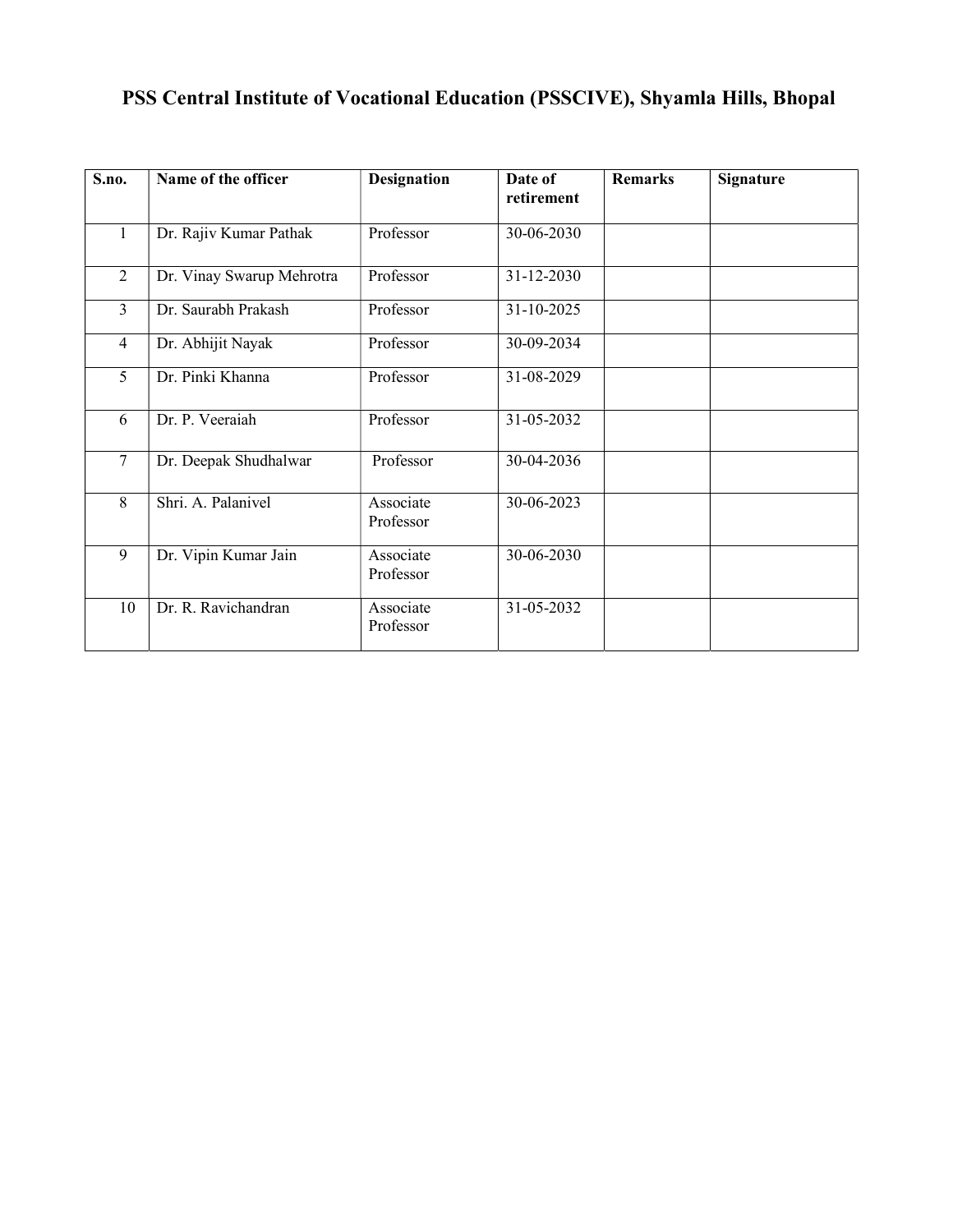# PSS Central Institute of Vocational Education (PSSCIVE), Shyamla Hills, Bhopal

| S.no. | Name of the officer | Designation | Date of retirement | Remarks | Signature |
|---|---|---|---|---|---|
| 1 | Dr. Rajiv Kumar Pathak | Professor | 30-06-2030 | | |
| 2 | Dr. Vinay Swarup Mehrotra | Professor | 31-12-2030 | | |
| 3 | Dr. Saurabh Prakash | Professor | 31-10-2025 | | |
| 4 | Dr. Abhijit Nayak | Professor | 30-09-2034 | | |
| 5 | Dr. Pinki Khanna | Professor | 31-08-2029 | | |
| 6 | Dr. P. Veeraiah | Professor | 31-05-2032 | | |
| 7 | Dr. Deepak Shudhalwar | Professor | 30-04-2036 | | |
| 8 | Shri. A. Palanivel | Associate Professor | 30-06-2023 | | |
| 9 | Dr. Vipin Kumar Jain | Associate Professor | 30-06-2030 | | |
| 10 | Dr. R. Ravichandran | Associate Professor | 31-05-2032 | | |